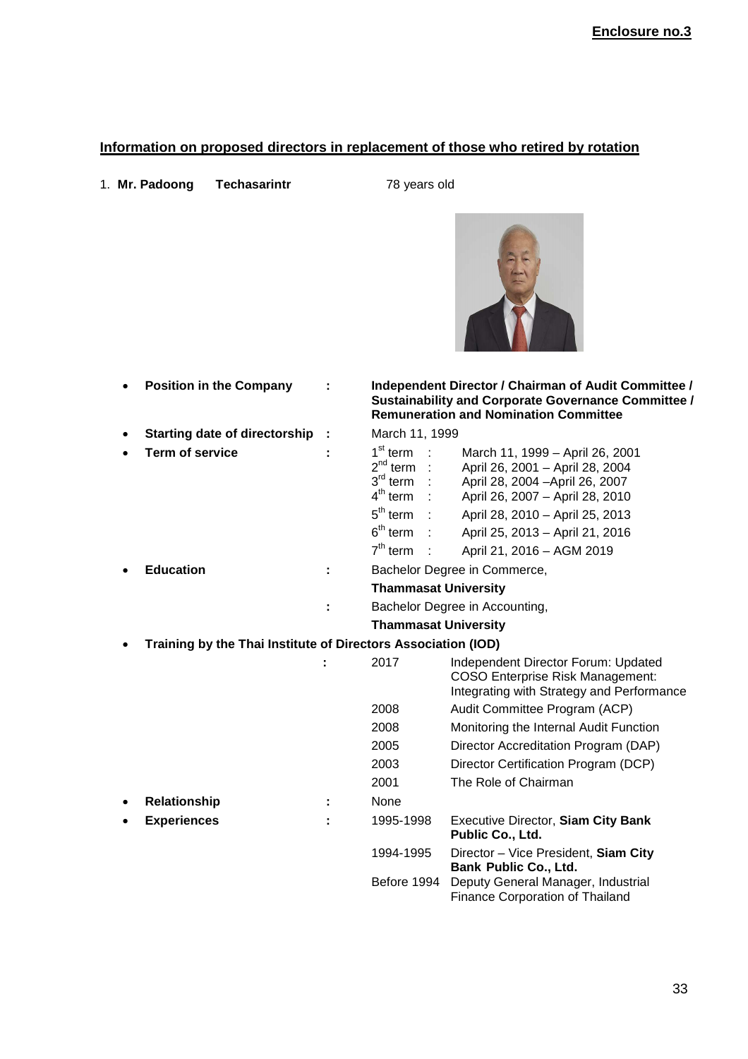**Enclosure no.3**

## Information on proposed directors in replacement of those who retired by rotation

1. **Mr. Padoong Techasarintr** 78 years old

- **Position in the Company** : **Independent Director / Chairman of Audit Committee / Sustainability and Corporate Governance Committee / Remuneration and Nomination Committee**
- **Starting date of directorship** : March 11, 1999
- **Term of service** :

| Term | Period |
|---|---|
| 1st term | March 11, 1999 – April 26, 2001 |
| 2nd term | April 26, 2001 – April 28, 2004 |
| 3rd term | April 28, 2004 –April 26, 2007 |
| 4th term | April 26, 2007 – April 28, 2010 |
| 5th term | April 28, 2010 – April 25, 2013 |
| 6th term | April 25, 2013 – April 21, 2016 |
| 7th term | April 21, 2016 – AGM 2019 |

- **Education** : Bachelor Degree in Commerce, **Thammasat University**
  : Bachelor Degree in Accounting, **Thammasat University**
- **Training by the Thai Institute of Directors Association (IOD)** :

| Year | Program |
|---|---|
| 2017 | Independent Director Forum: Updated COSO Enterprise Risk Management: Integrating with Strategy and Performance |
| 2008 | Audit Committee Program (ACP) |
| 2008 | Monitoring the Internal Audit Function |
| 2005 | Director Accreditation Program (DAP) |
| 2003 | Director Certification Program (DCP) |
| 2001 | The Role of Chairman |

- **Relationship** : None
- **Experiences** :

| Period | Position |
|---|---|
| 1995-1998 | Executive Director, **Siam City Bank Public Co., Ltd.** |
| 1994-1995 | Director – Vice President, **Siam City Bank Public Co., Ltd.** |
| Before 1994 | Deputy General Manager, Industrial Finance Corporation of Thailand |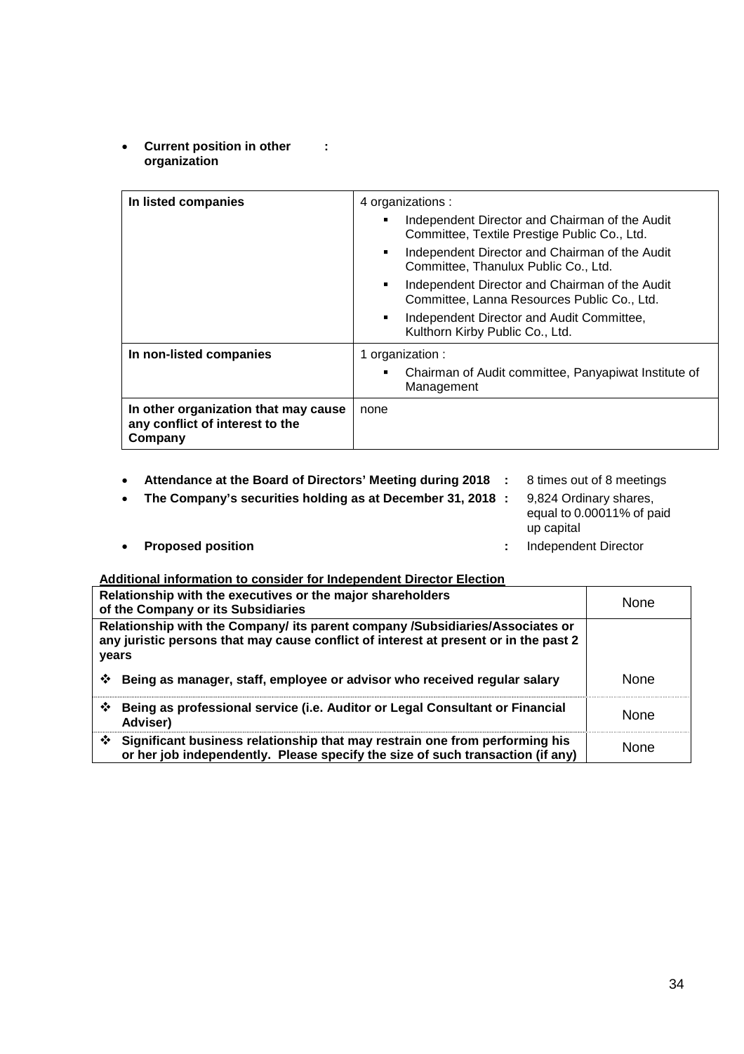- **Current position in other organization** :

| In listed companies | 4 organizations :<br>▪ Independent Director and Chairman of the Audit Committee, Textile Prestige Public Co., Ltd.<br>▪ Independent Director and Chairman of the Audit Committee, Thanulux Public Co., Ltd.<br>▪ Independent Director and Chairman of the Audit Committee, Lanna Resources Public Co., Ltd.<br>▪ Independent Director and Audit Committee, Kulthorn Kirby Public Co., Ltd. |
|---|---|
| **In non-listed companies** | 1 organization :<br>▪ Chairman of Audit committee, Panyapiwat Institute of Management |
| **In other organization that may cause any conflict of interest to the Company** | none |

- **Attendance at the Board of Directors' Meeting during 2018** : 8 times out of 8 meetings
- **The Company's securities holding as at December 31, 2018** : 9,824 Ordinary shares, equal to 0.00011% of paid up capital
- **Proposed position** : Independent Director

**Additional information to consider for Independent Director Election**

| **Relationship with the executives or the major shareholders of the Company or its Subsidiaries** | None |
|---|---|
| **Relationship with the Company/ its parent company /Subsidiaries/Associates or any juristic persons that may cause conflict of interest at present or in the past 2 years** | |
| ❖ **Being as manager, staff, employee or advisor who received regular salary** | None |
| ❖ **Being as professional service (i.e. Auditor or Legal Consultant or Financial Adviser)** | None |
| ❖ **Significant business relationship that may restrain one from performing his or her job independently. Please specify the size of such transaction (if any)** | None |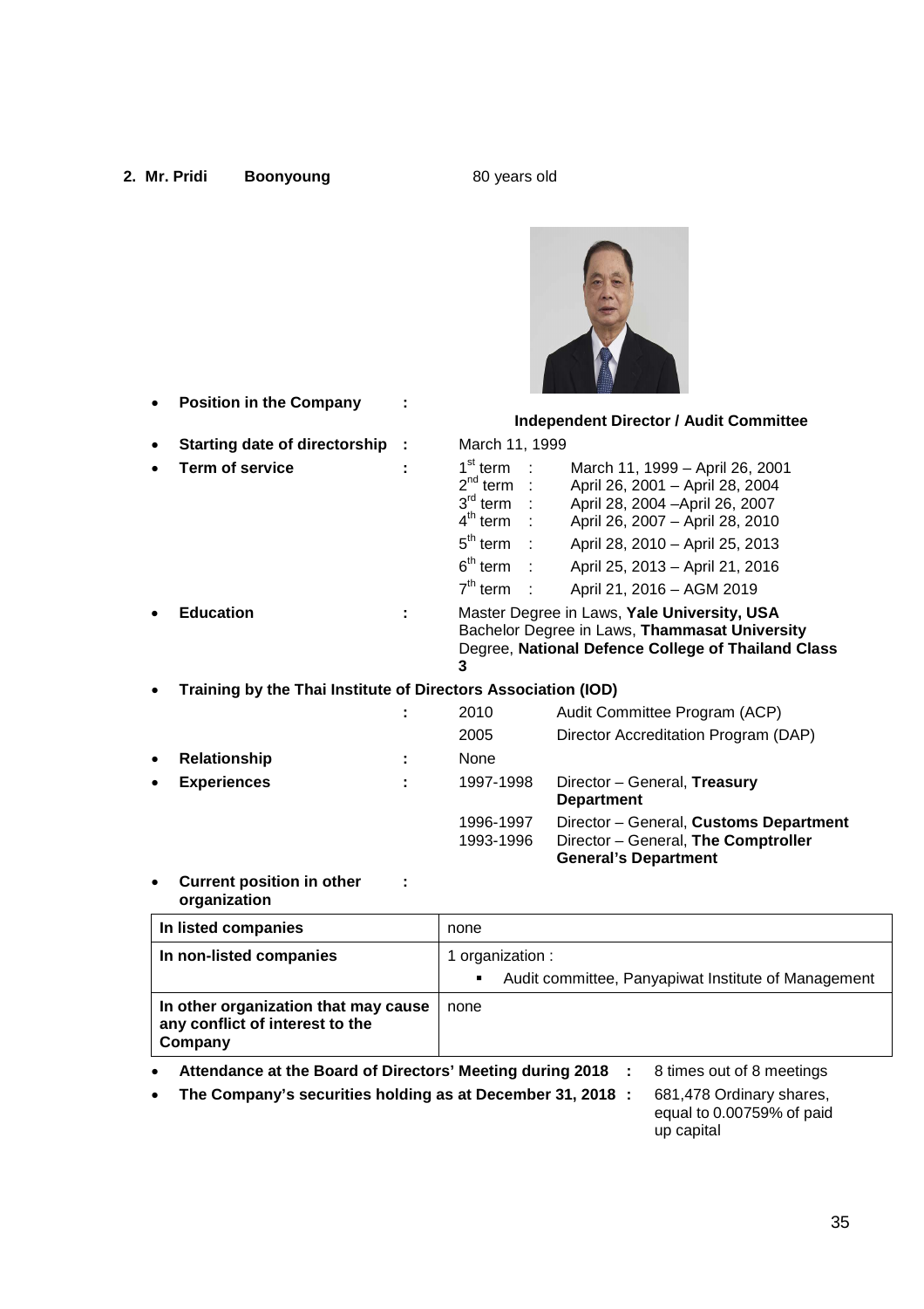**2. Mr. Pridi Boonyoung** 80 years old

- **Position in the Company :** **Independent Director / Audit Committee**
- **Starting date of directorship :** March 11, 1999
- **Term of service :**
  - 1st term : March 11, 1999 – April 26, 2001
  - 2nd term : April 26, 2001 – April 28, 2004
  - 3rd term : April 28, 2004 –April 26, 2007
  - 4th term : April 26, 2007 – April 28, 2010
  - 5th term : April 28, 2010 – April 25, 2013
  - 6th term : April 25, 2013 – April 21, 2016
  - 7th term : April 21, 2016 – AGM 2019
- **Education :** Master Degree in Laws, **Yale University, USA**
  Bachelor Degree in Laws, **Thammasat University**
  Degree, **National Defence College of Thailand Class 3**
- **Training by the Thai Institute of Directors Association (IOD) :**
  - 2010 Audit Committee Program (ACP)
  - 2005 Director Accreditation Program (DAP)
- **Relationship :** None
- **Experiences :**
  - 1997-1998 Director – General, **Treasury Department**
  - 1996-1997 Director – General, **Customs Department**
  - 1993-1996 Director – General, **The Comptroller General's Department**
- **Current position in other organization :**

| In listed companies | none |
|---|---|
| **In non-listed companies** | 1 organization : <br>▪ Audit committee, Panyapiwat Institute of Management |
| **In other organization that may cause any conflict of interest to the Company** | none |

- **Attendance at the Board of Directors' Meeting during 2018 :** 8 times out of 8 meetings
- **The Company's securities holding as at December 31, 2018 :** 681,478 Ordinary shares, equal to 0.00759% of paid up capital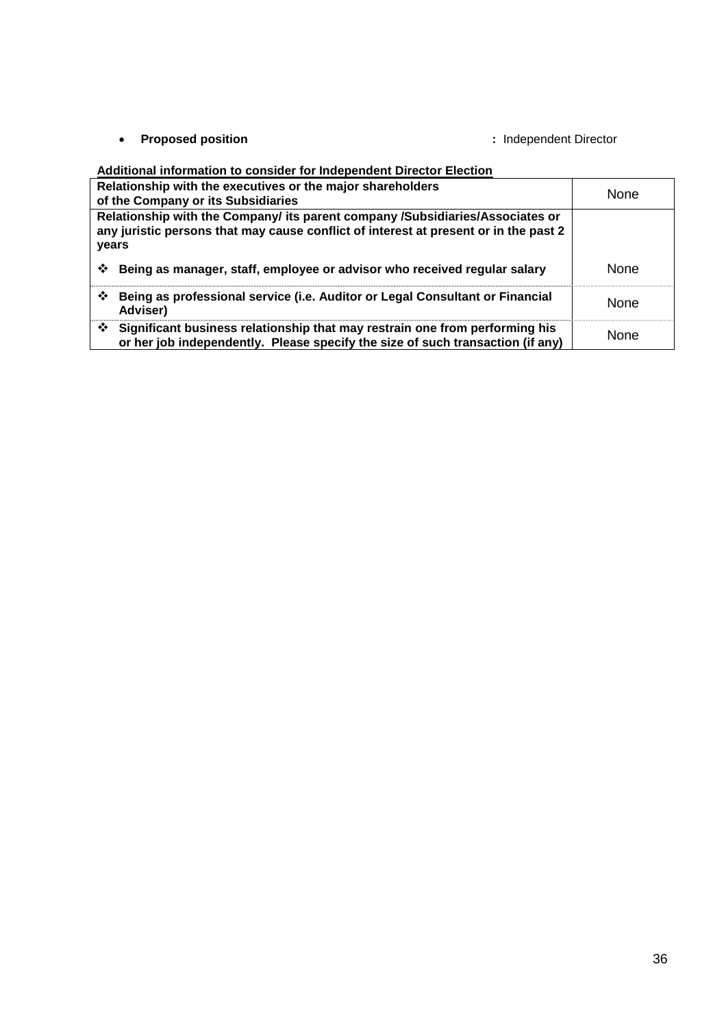- **Proposed position** **:** Independent Director

**Additional information to consider for Independent Director Election**

| **Relationship with the executives or the major shareholders of the Company or its Subsidiaries** | None |
|---|---|
| **Relationship with the Company/ its parent company /Subsidiaries/Associates or any juristic persons that may cause conflict of interest at present or in the past 2 years** | |
| ❖ **Being as manager, staff, employee or advisor who received regular salary** | None |
| ❖ **Being as professional service (i.e. Auditor or Legal Consultant or Financial Adviser)** | None |
| ❖ **Significant business relationship that may restrain one from performing his or her job independently. Please specify the size of such transaction (if any)** | None |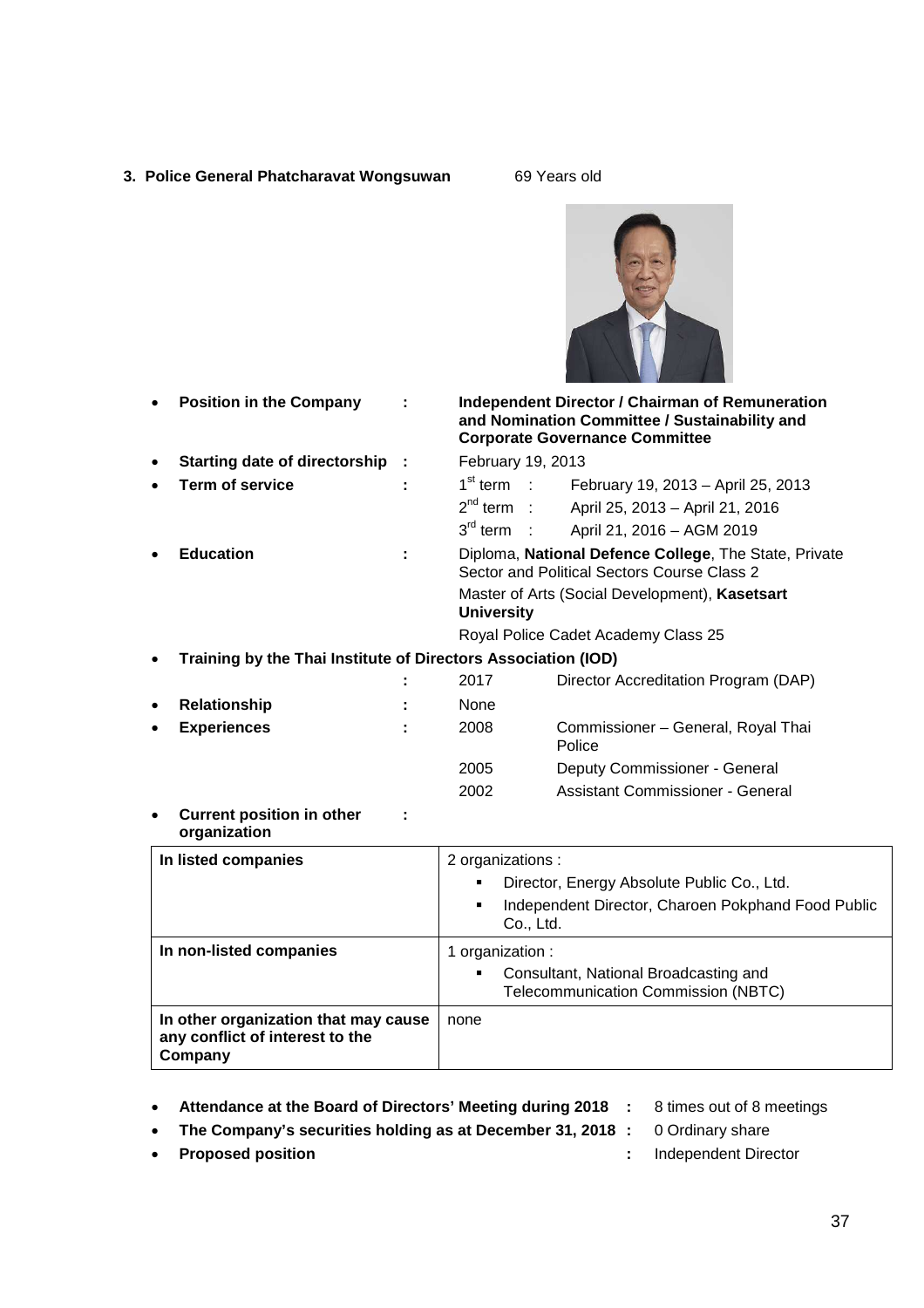### 3. Police General Phatcharavat Wongsuwan 69 Years old

- **Position in the Company** : **Independent Director / Chairman of Remuneration and Nomination Committee / Sustainability and Corporate Governance Committee**
- **Starting date of directorship** : February 19, 2013
- **Term of service** :
  - 1st term : February 19, 2013 – April 25, 2013
  - 2nd term : April 25, 2013 – April 21, 2016
  - 3rd term : April 21, 2016 – AGM 2019
- **Education** :
  - Diploma, **National Defence College**, The State, Private Sector and Political Sectors Course Class 2
  - Master of Arts (Social Development), **Kasetsart University**
  - Royal Police Cadet Academy Class 25
- **Training by the Thai Institute of Directors Association (IOD)**
  - : 2017 Director Accreditation Program (DAP)
- **Relationship** : None
- **Experiences** :
  - 2008 Commissioner – General, Royal Thai Police
  - 2005 Deputy Commissioner - General
  - 2002 Assistant Commissioner - General
- **Current position in other organization** :

| | |
|---|---|
| **In listed companies** | 2 organizations :<br>▪ Director, Energy Absolute Public Co., Ltd.<br>▪ Independent Director, Charoen Pokphand Food Public Co., Ltd. |
| **In non-listed companies** | 1 organization :<br>▪ Consultant, National Broadcasting and Telecommunication Commission (NBTC) |
| **In other organization that may cause any conflict of interest to the Company** | none |

- **Attendance at the Board of Directors' Meeting during 2018** : 8 times out of 8 meetings
- **The Company's securities holding as at December 31, 2018** : 0 Ordinary share
- **Proposed position** : Independent Director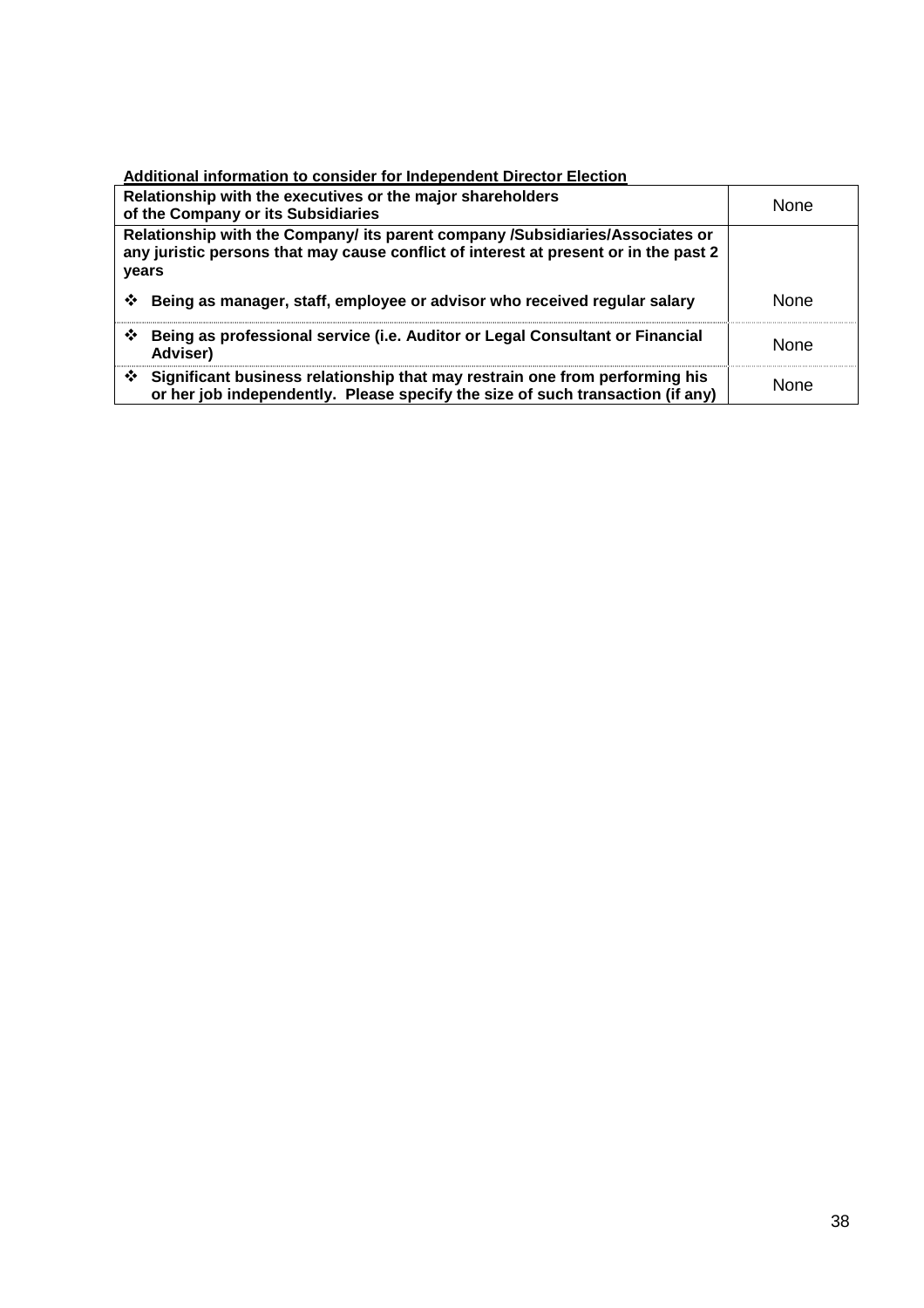**Additional information to consider for Independent Director Election**

| | |
|---|---|
| **Relationship with the executives or the major shareholders of the Company or its Subsidiaries** | None |
| **Relationship with the Company/ its parent company /Subsidiaries/Associates or any juristic persons that may cause conflict of interest at present or in the past 2 years** | |
| ❖ **Being as manager, staff, employee or advisor who received regular salary** | None |
| ❖ **Being as professional service (i.e. Auditor or Legal Consultant or Financial Adviser)** | None |
| ❖ **Significant business relationship that may restrain one from performing his or her job independently. Please specify the size of such transaction (if any)** | None |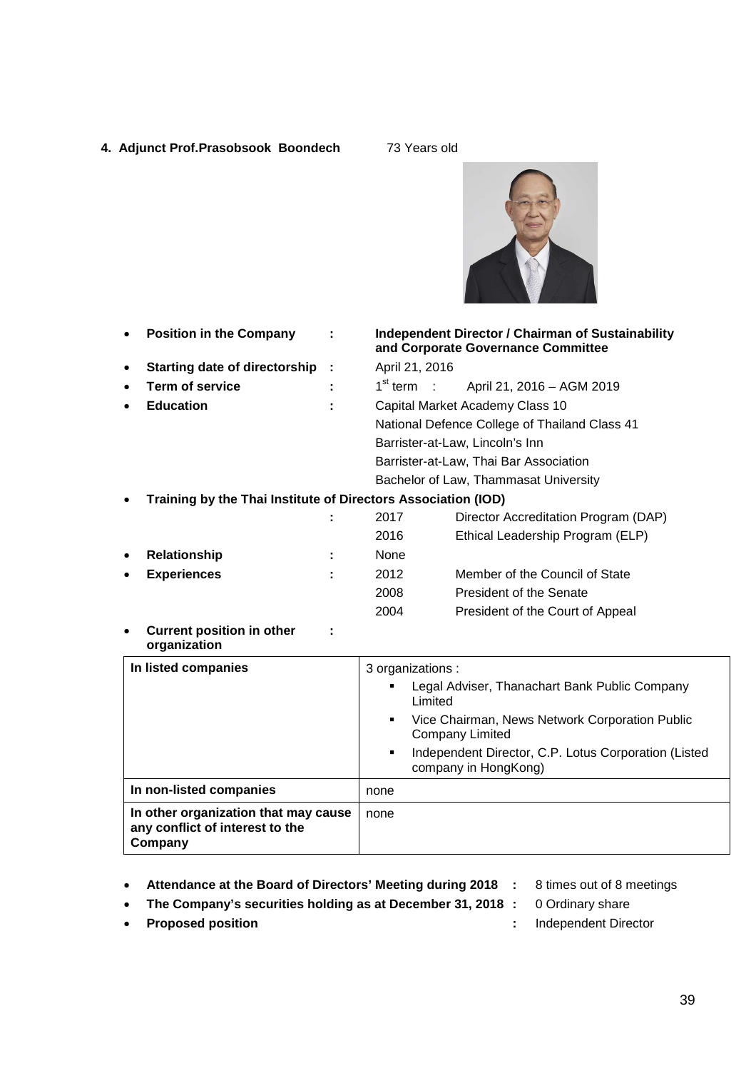**4. Adjunct Prof.Prasobsook Boondech** 73 Years old

- **Position in the Company** : **Independent Director / Chairman of Sustainability and Corporate Governance Committee**
- **Starting date of directorship** : April 21, 2016
- **Term of service** : 1st term : April 21, 2016 – AGM 2019
- **Education** : Capital Market Academy Class 10
  National Defence College of Thailand Class 41
  Barrister-at-Law, Lincoln's Inn
  Barrister-at-Law, Thai Bar Association
  Bachelor of Law, Thammasat University
- **Training by the Thai Institute of Directors Association (IOD)**
  : 2017 Director Accreditation Program (DAP)
  2016 Ethical Leadership Program (ELP)
- **Relationship** : None
- **Experiences** : 2012 Member of the Council of State
  2008 President of the Senate
  2004 President of the Court of Appeal
- **Current position in other organization** :

| | |
|---|---|
| **In listed companies** | 3 organizations :<br>▪ Legal Adviser, Thanachart Bank Public Company Limited<br>▪ Vice Chairman, News Network Corporation Public Company Limited<br>▪ Independent Director, C.P. Lotus Corporation (Listed company in HongKong) |
| **In non-listed companies** | none |
| **In other organization that may cause any conflict of interest to the Company** | none |

- **Attendance at the Board of Directors' Meeting during 2018** : 8 times out of 8 meetings
- **The Company's securities holding as at December 31, 2018** : 0 Ordinary share
- **Proposed position** : Independent Director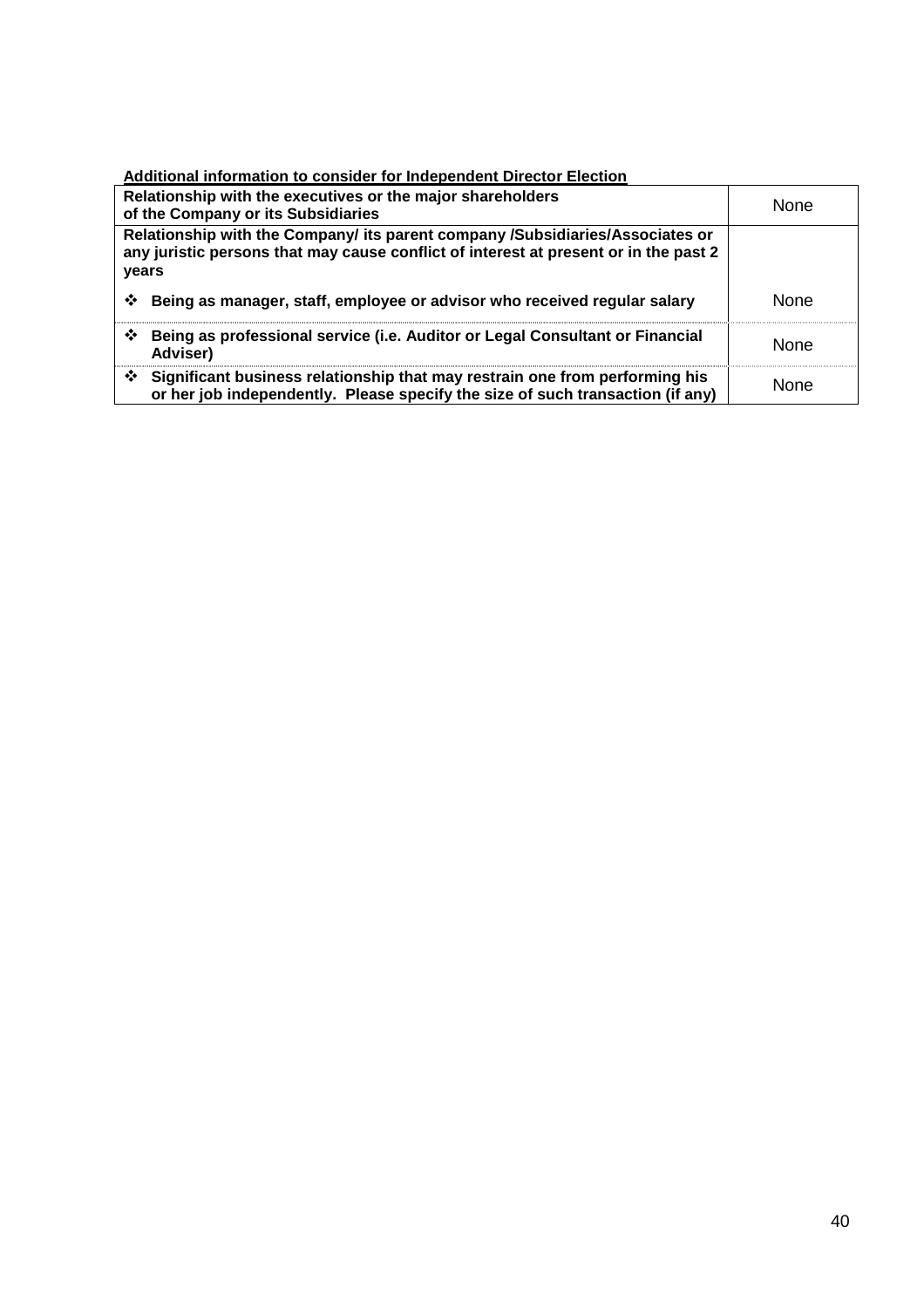**Additional information to consider for Independent Director Election**

| Relationship with the executives or the major shareholders of the Company or its Subsidiaries | None |
|---|---|
| **Relationship with the Company/ its parent company /Subsidiaries/Associates or any juristic persons that may cause conflict of interest at present or in the past 2 years** | |
| ❖ **Being as manager, staff, employee or advisor who received regular salary** | None |
| ❖ **Being as professional service (i.e. Auditor or Legal Consultant or Financial Adviser)** | None |
| ❖ **Significant business relationship that may restrain one from performing his or her job independently. Please specify the size of such transaction (if any)** | None |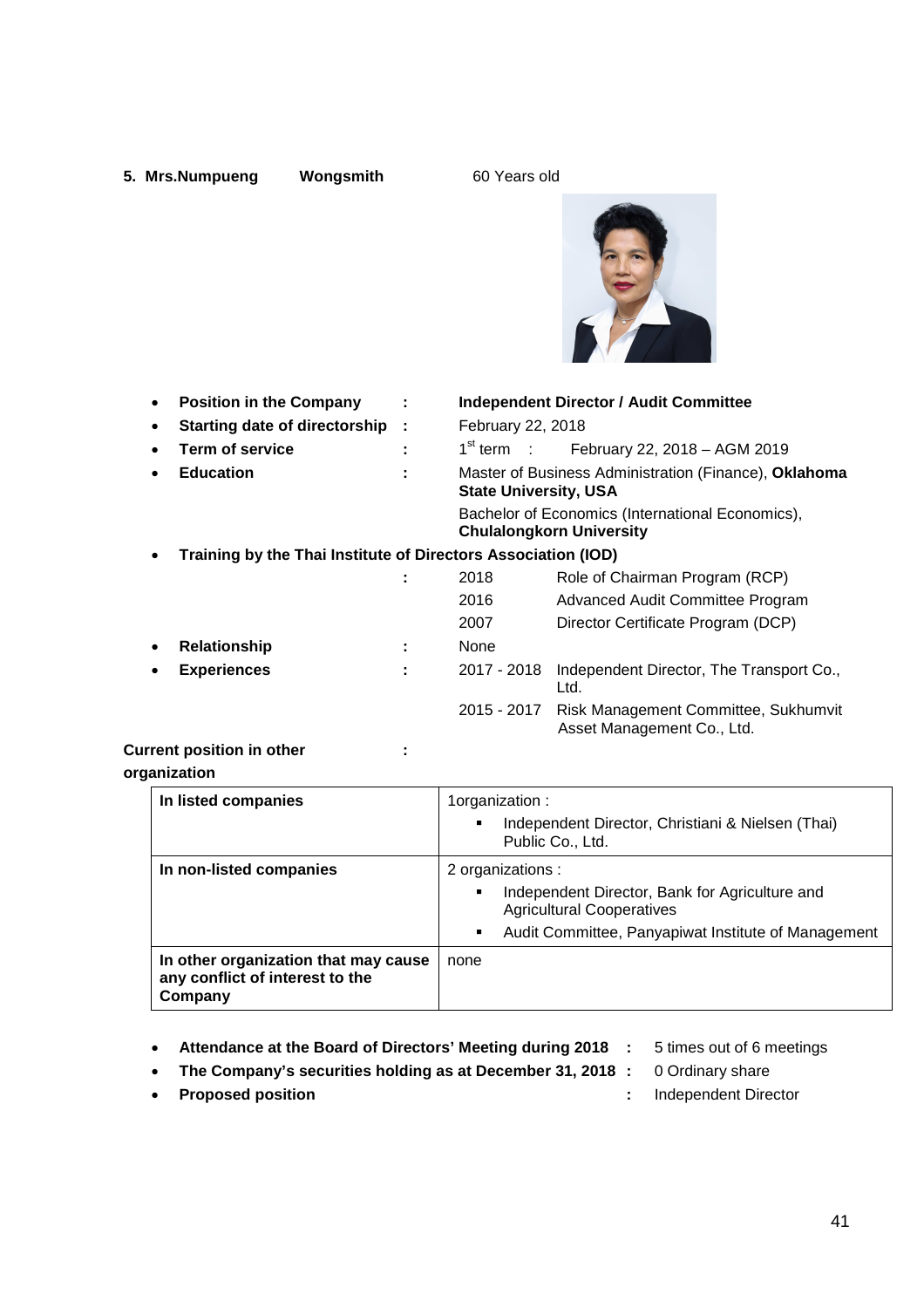**5. Mrs.Numpueng Wongsmith** 60 Years old

- **Position in the Company** : **Independent Director / Audit Committee**
- **Starting date of directorship** : February 22, 2018
- **Term of service** : 1st term : February 22, 2018 – AGM 2019
- **Education** : Master of Business Administration (Finance), **Oklahoma State University, USA**

  Bachelor of Economics (International Economics), **Chulalongkorn University**
- **Training by the Thai Institute of Directors Association (IOD)**
  :
  - 2018 Role of Chairman Program (RCP)
  - 2016 Advanced Audit Committee Program
  - 2007 Director Certificate Program (DCP)
- **Relationship** : None
- **Experiences** :
  - 2017 - 2018 Independent Director, The Transport Co., Ltd.
  - 2015 - 2017 Risk Management Committee, Sukhumvit Asset Management Co., Ltd.

**Current position in other organization** :

| **In listed companies** | 1organization :<br>▪ Independent Director, Christiani & Nielsen (Thai) Public Co., Ltd. |
|---|---|
| **In non-listed companies** | 2 organizations :<br>▪ Independent Director, Bank for Agriculture and Agricultural Cooperatives<br>▪ Audit Committee, Panyapiwat Institute of Management |
| **In other organization that may cause any conflict of interest to the Company** | none |

- **Attendance at the Board of Directors' Meeting during 2018** : 5 times out of 6 meetings
- **The Company's securities holding as at December 31, 2018** : 0 Ordinary share
- **Proposed position** : Independent Director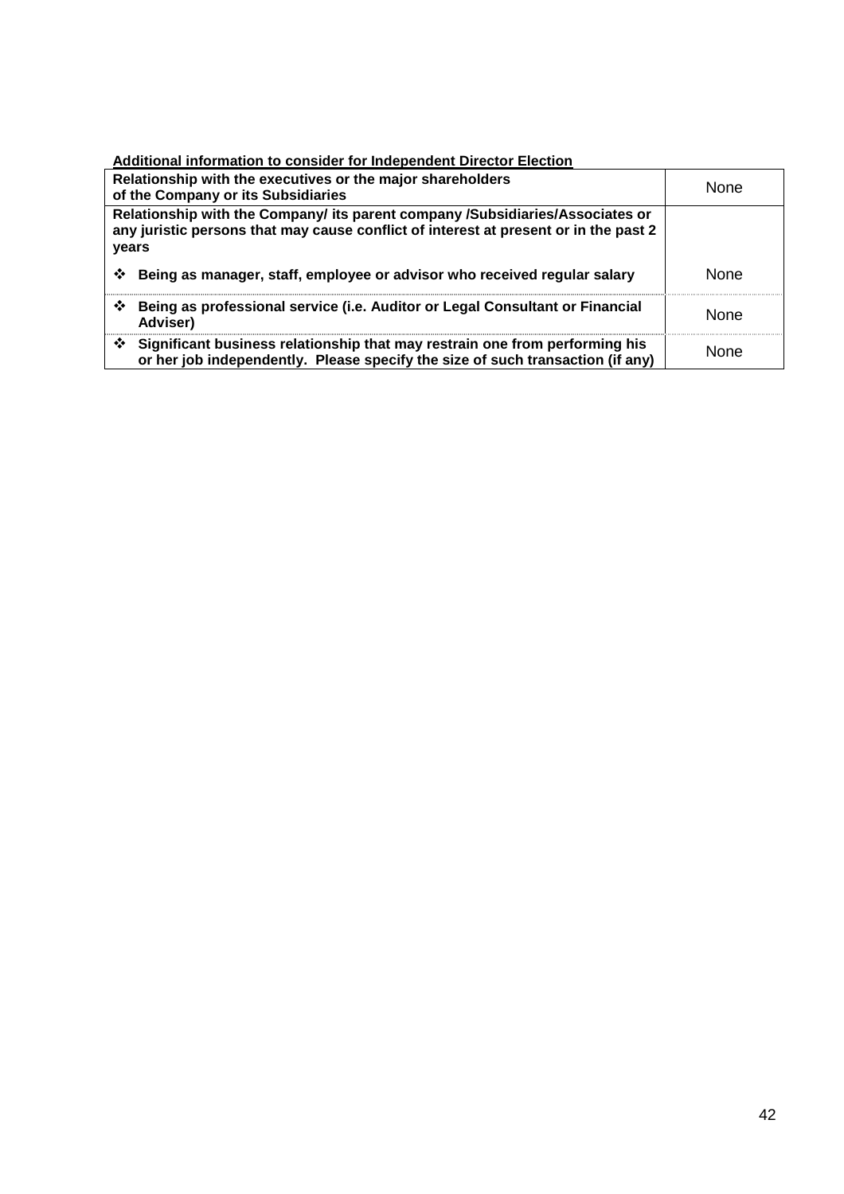**<u>Additional information to consider for Independent Director Election</u>**

| | |
|---|---|
| **Relationship with the executives or the major shareholders of the Company or its Subsidiaries** | None |
| **Relationship with the Company/ its parent company /Subsidiaries/Associates or any juristic persons that may cause conflict of interest at present or in the past 2 years** | |
| ❖ **Being as manager, staff, employee or advisor who received regular salary** | None |
| ❖ **Being as professional service (i.e. Auditor or Legal Consultant or Financial Adviser)** | None |
| ❖ **Significant business relationship that may restrain one from performing his or her job independently. Please specify the size of such transaction (if any)** | None |